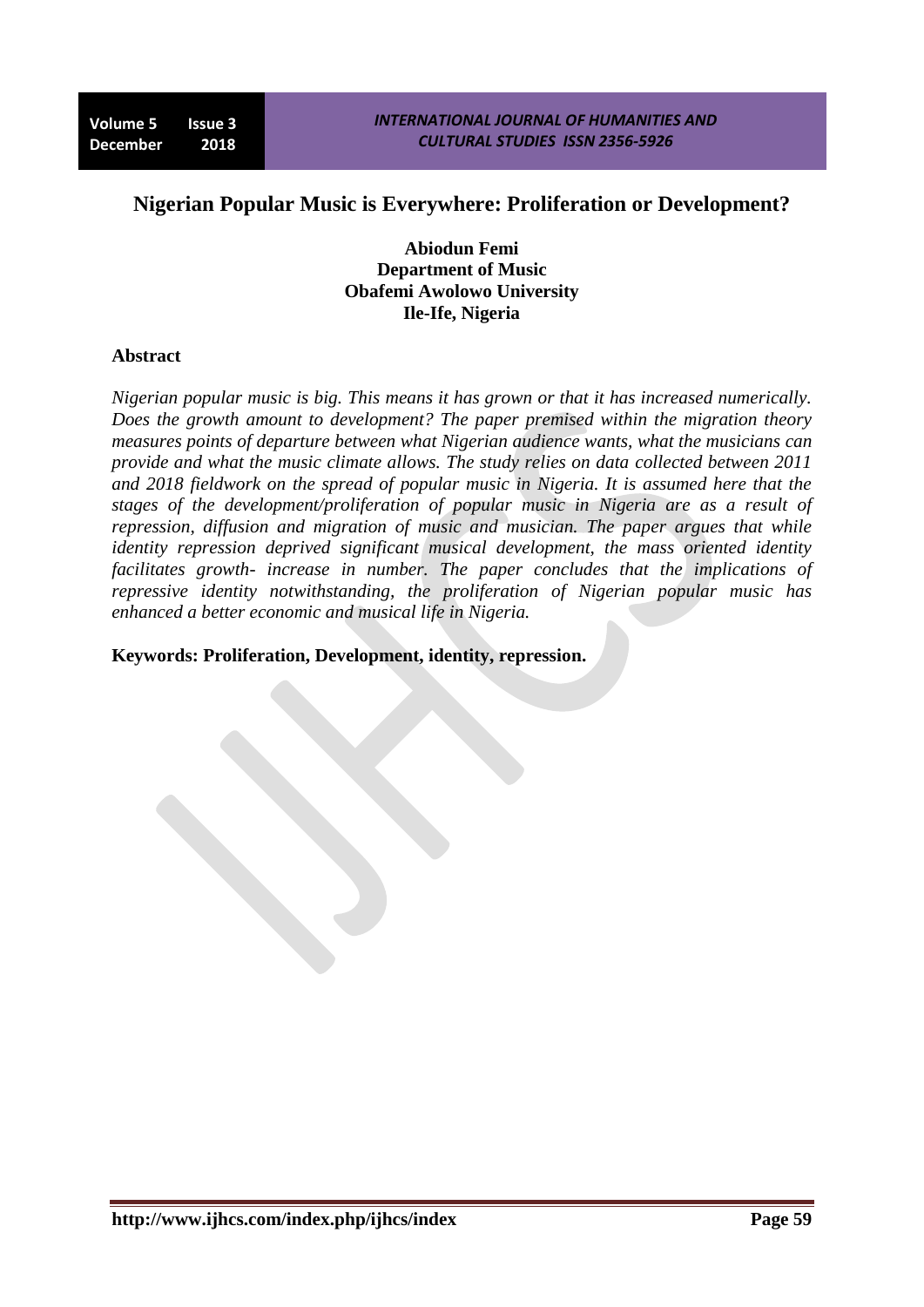# Nigerian Popular Music is Everywhere: Proliferation or Development?

**Abiodun Femi**
**Department of Music**
**Obafemi Awolowo University**
**Ile-Ife, Nigeria**

## Abstract

*Nigerian popular music is big. This means it has grown or that it has increased numerically. Does the growth amount to development? The paper premised within the migration theory measures points of departure between what Nigerian audience wants, what the musicians can provide and what the music climate allows. The study relies on data collected between 2011 and 2018 fieldwork on the spread of popular music in Nigeria. It is assumed here that the stages of the development/proliferation of popular music in Nigeria are as a result of repression, diffusion and migration of music and musician. The paper argues that while identity repression deprived significant musical development, the mass oriented identity facilitates growth- increase in number. The paper concludes that the implications of repressive identity notwithstanding, the proliferation of Nigerian popular music has enhanced a better economic and musical life in Nigeria.*

**Keywords: Proliferation, Development, identity, repression.**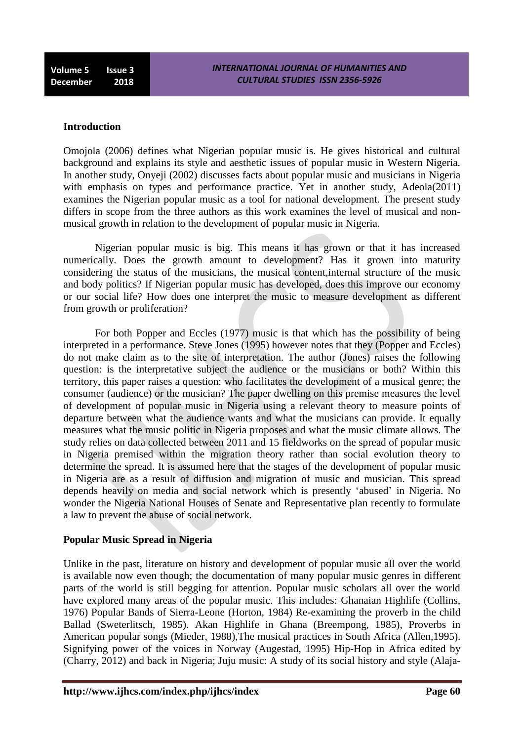## Introduction

Omojola (2006) defines what Nigerian popular music is. He gives historical and cultural background and explains its style and aesthetic issues of popular music in Western Nigeria. In another study, Onyeji (2002) discusses facts about popular music and musicians in Nigeria with emphasis on types and performance practice. Yet in another study, Adeola(2011) examines the Nigerian popular music as a tool for national development. The present study differs in scope from the three authors as this work examines the level of musical and non-musical growth in relation to the development of popular music in Nigeria.

Nigerian popular music is big. This means it has grown or that it has increased numerically. Does the growth amount to development? Has it grown into maturity considering the status of the musicians, the musical content,internal structure of the music and body politics? If Nigerian popular music has developed, does this improve our economy or our social life? How does one interpret the music to measure development as different from growth or proliferation?

For both Popper and Eccles (1977) music is that which has the possibility of being interpreted in a performance. Steve Jones (1995) however notes that they (Popper and Eccles) do not make claim as to the site of interpretation. The author (Jones) raises the following question: is the interpretative subject the audience or the musicians or both? Within this territory, this paper raises a question: who facilitates the development of a musical genre; the consumer (audience) or the musician? The paper dwelling on this premise measures the level of development of popular music in Nigeria using a relevant theory to measure points of departure between what the audience wants and what the musicians can provide. It equally measures what the music politic in Nigeria proposes and what the music climate allows. The study relies on data collected between 2011 and 15 fieldworks on the spread of popular music in Nigeria premised within the migration theory rather than social evolution theory to determine the spread. It is assumed here that the stages of the development of popular music in Nigeria are as a result of diffusion and migration of music and musician. This spread depends heavily on media and social network which is presently 'abused' in Nigeria. No wonder the Nigeria National Houses of Senate and Representative plan recently to formulate a law to prevent the abuse of social network.

## Popular Music Spread in Nigeria

Unlike in the past, literature on history and development of popular music all over the world is available now even though; the documentation of many popular music genres in different parts of the world is still begging for attention. Popular music scholars all over the world have explored many areas of the popular music. This includes: Ghanaian Highlife (Collins, 1976) Popular Bands of Sierra-Leone (Horton, 1984) Re-examining the proverb in the child Ballad (Sweterlitsch, 1985). Akan Highlife in Ghana (Breempong, 1985), Proverbs in American popular songs (Mieder, 1988),The musical practices in South Africa (Allen,1995). Signifying power of the voices in Norway (Augestad, 1995) Hip-Hop in Africa edited by (Charry, 2012) and back in Nigeria; Juju music: A study of its social history and style (Alaja-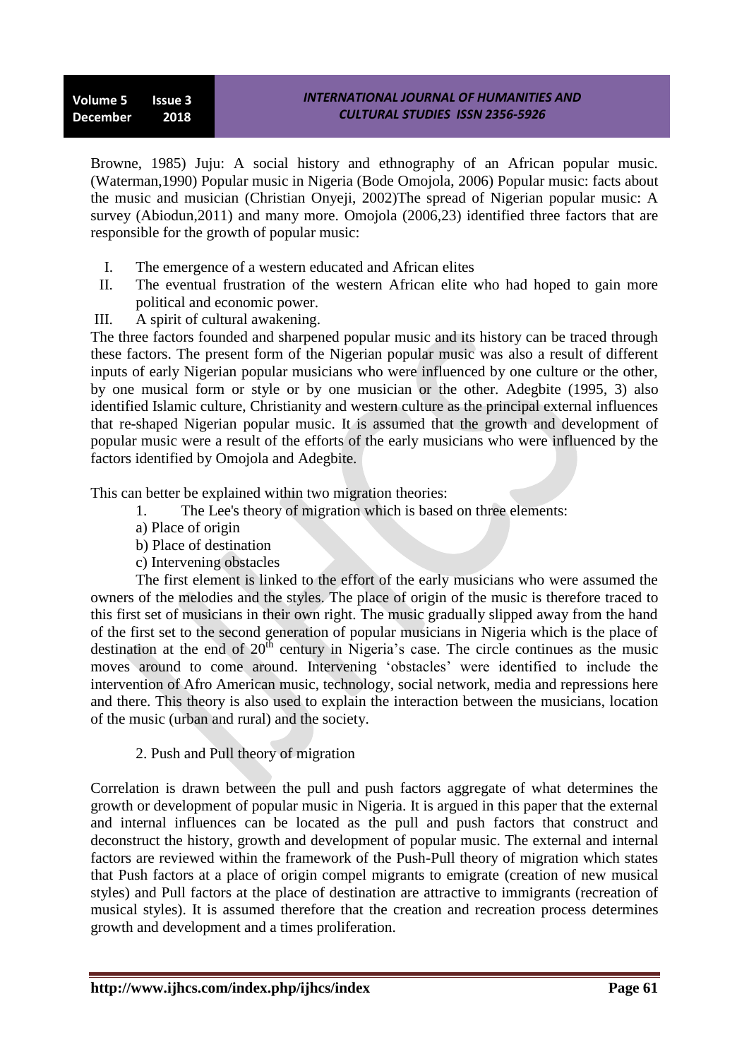Browne, 1985) Juju: A social history and ethnography of an African popular music. (Waterman,1990) Popular music in Nigeria (Bode Omojola, 2006) Popular music: facts about the music and musician (Christian Onyeji, 2002)The spread of Nigerian popular music: A survey (Abiodun,2011) and many more. Omojola (2006,23) identified three factors that are responsible for the growth of popular music:

I. The emergence of a western educated and African elites
II. The eventual frustration of the western African elite who had hoped to gain more political and economic power.
III. A spirit of cultural awakening.

The three factors founded and sharpened popular music and its history can be traced through these factors. The present form of the Nigerian popular music was also a result of different inputs of early Nigerian popular musicians who were influenced by one culture or the other, by one musical form or style or by one musician or the other. Adegbite (1995, 3) also identified Islamic culture, Christianity and western culture as the principal external influences that re-shaped Nigerian popular music. It is assumed that the growth and development of popular music were a result of the efforts of the early musicians who were influenced by the factors identified by Omojola and Adegbite.

This can better be explained within two migration theories:

1. The Lee's theory of migration which is based on three elements:
   a) Place of origin
   b) Place of destination
   c) Intervening obstacles

The first element is linked to the effort of the early musicians who were assumed the owners of the melodies and the styles. The place of origin of the music is therefore traced to this first set of musicians in their own right. The music gradually slipped away from the hand of the first set to the second generation of popular musicians in Nigeria which is the place of destination at the end of 20th century in Nigeria's case. The circle continues as the music moves around to come around. Intervening 'obstacles' were identified to include the intervention of Afro American music, technology, social network, media and repressions here and there. This theory is also used to explain the interaction between the musicians, location of the music (urban and rural) and the society.

2. Push and Pull theory of migration

Correlation is drawn between the pull and push factors aggregate of what determines the growth or development of popular music in Nigeria. It is argued in this paper that the external and internal influences can be located as the pull and push factors that construct and deconstruct the history, growth and development of popular music. The external and internal factors are reviewed within the framework of the Push-Pull theory of migration which states that Push factors at a place of origin compel migrants to emigrate (creation of new musical styles) and Pull factors at the place of destination are attractive to immigrants (recreation of musical styles). It is assumed therefore that the creation and recreation process determines growth and development and a times proliferation.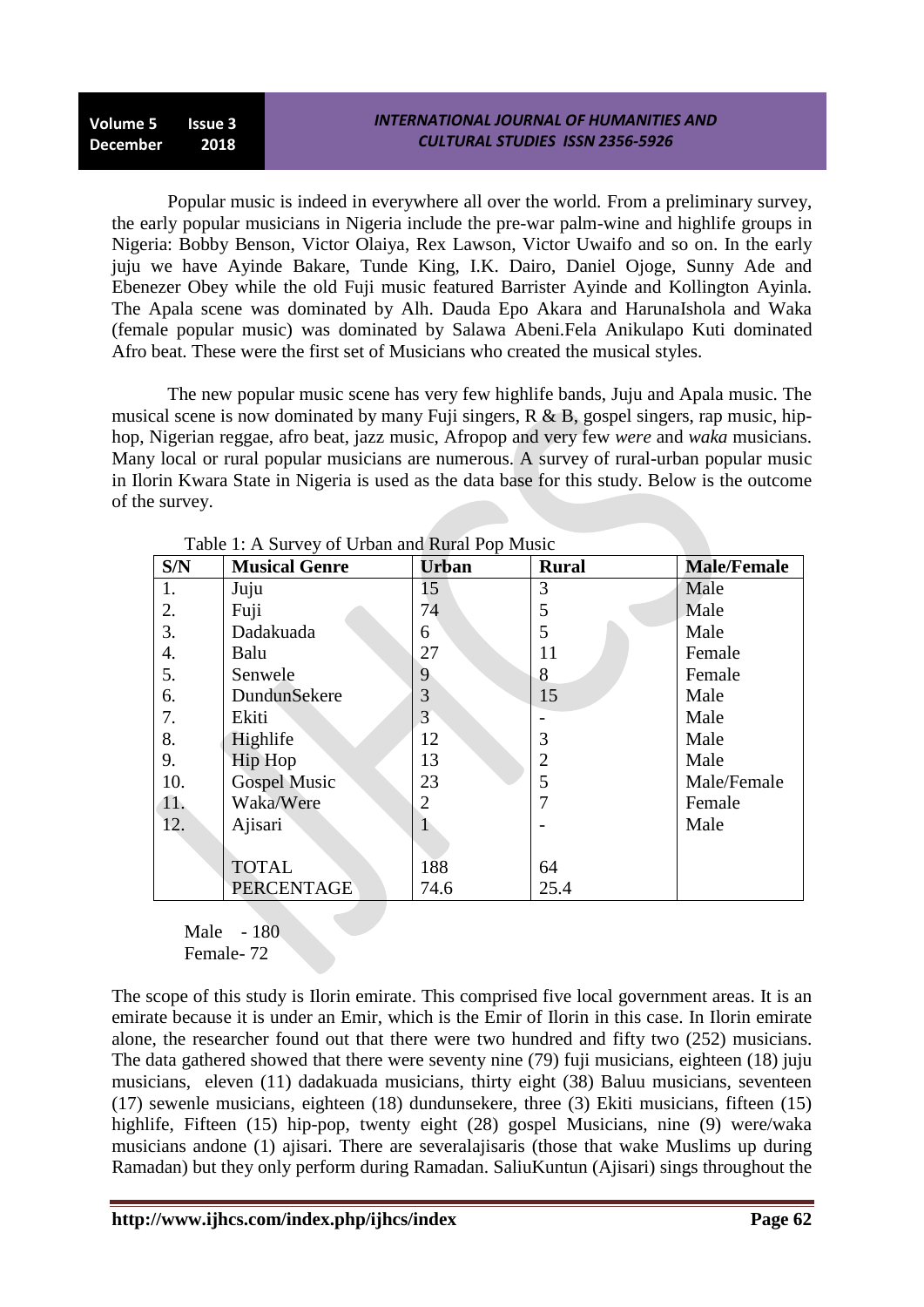Popular music is indeed in everywhere all over the world. From a preliminary survey, the early popular musicians in Nigeria include the pre-war palm-wine and highlife groups in Nigeria: Bobby Benson, Victor Olaiya, Rex Lawson, Victor Uwaifo and so on. In the early juju we have Ayinde Bakare, Tunde King, I.K. Dairo, Daniel Ojoge, Sunny Ade and Ebenezer Obey while the old Fuji music featured Barrister Ayinde and Kollington Ayinla. The Apala scene was dominated by Alh. Dauda Epo Akara and HarunaIshola and Waka (female popular music) was dominated by Salawa Abeni.Fela Anikulapo Kuti dominated Afro beat. These were the first set of Musicians who created the musical styles.

The new popular music scene has very few highlife bands, Juju and Apala music. The musical scene is now dominated by many Fuji singers, R & B, gospel singers, rap music, hip-hop, Nigerian reggae, afro beat, jazz music, Afropop and very few *were* and *waka* musicians. Many local or rural popular musicians are numerous. A survey of rural-urban popular music in Ilorin Kwara State in Nigeria is used as the data base for this study. Below is the outcome of the survey.

Table 1: A Survey of Urban and Rural Pop Music

| S/N | Musical Genre | Urban | Rural | Male/Female |
|---|---|---|---|---|
| 1. | Juju | 15 | 3 | Male |
| 2. | Fuji | 74 | 5 | Male |
| 3. | Dadakuada | 6 | 5 | Male |
| 4. | Balu | 27 | 11 | Female |
| 5. | Senwele | 9 | 8 | Female |
| 6. | DundunSekere | 3 | 15 | Male |
| 7. | Ekiti | 3 | - | Male |
| 8. | Highlife | 12 | 3 | Male |
| 9. | Hip Hop | 13 | 2 | Male |
| 10. | Gospel Music | 23 | 5 | Male/Female |
| 11. | Waka/Were | 2 | 7 | Female |
| 12. | Ajisari | 1 | - | Male |
| | TOTAL | 188 | 64 | |
| | PERCENTAGE | 74.6 | 25.4 | |

Male - 180
Female- 72

The scope of this study is Ilorin emirate. This comprised five local government areas. It is an emirate because it is under an Emir, which is the Emir of Ilorin in this case. In Ilorin emirate alone, the researcher found out that there were two hundred and fifty two (252) musicians. The data gathered showed that there were seventy nine (79) fuji musicians, eighteen (18) juju musicians, eleven (11) dadakuada musicians, thirty eight (38) Baluu musicians, seventeen (17) sewenle musicians, eighteen (18) dundunsekere, three (3) Ekiti musicians, fifteen (15) highlife, Fifteen (15) hip-pop, twenty eight (28) gospel Musicians, nine (9) were/waka musicians andone (1) ajisari. There are severalajisaris (those that wake Muslims up during Ramadan) but they only perform during Ramadan. SaliuKuntun (Ajisari) sings throughout the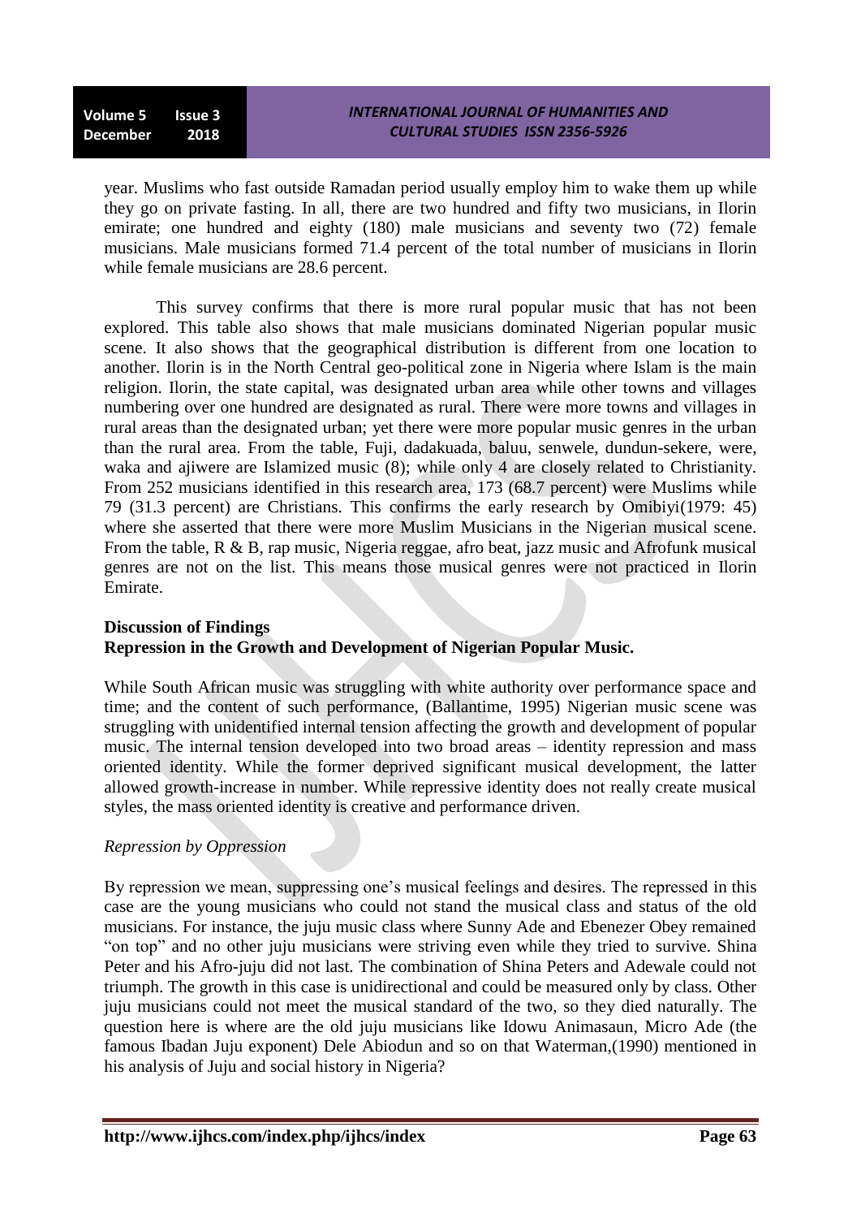year. Muslims who fast outside Ramadan period usually employ him to wake them up while they go on private fasting. In all, there are two hundred and fifty two musicians, in Ilorin emirate; one hundred and eighty (180) male musicians and seventy two (72) female musicians. Male musicians formed 71.4 percent of the total number of musicians in Ilorin while female musicians are 28.6 percent.

This survey confirms that there is more rural popular music that has not been explored. This table also shows that male musicians dominated Nigerian popular music scene. It also shows that the geographical distribution is different from one location to another. Ilorin is in the North Central geo-political zone in Nigeria where Islam is the main religion. Ilorin, the state capital, was designated urban area while other towns and villages numbering over one hundred are designated as rural. There were more towns and villages in rural areas than the designated urban; yet there were more popular music genres in the urban than the rural area. From the table, Fuji, dadakuada, baluu, senwele, dundun-sekere, were, waka and ajiwere are Islamized music (8); while only 4 are closely related to Christianity. From 252 musicians identified in this research area, 173 (68.7 percent) were Muslims while 79 (31.3 percent) are Christians. This confirms the early research by Omibiyi(1979: 45) where she asserted that there were more Muslim Musicians in the Nigerian musical scene. From the table, R & B, rap music, Nigeria reggae, afro beat, jazz music and Afrofunk musical genres are not on the list. This means those musical genres were not practiced in Ilorin Emirate.

## Discussion of Findings

### Repression in the Growth and Development of Nigerian Popular Music.

While South African music was struggling with white authority over performance space and time; and the content of such performance, (Ballantime, 1995) Nigerian music scene was struggling with unidentified internal tension affecting the growth and development of popular music. The internal tension developed into two broad areas – identity repression and mass oriented identity. While the former deprived significant musical development, the latter allowed growth-increase in number. While repressive identity does not really create musical styles, the mass oriented identity is creative and performance driven.

#### *Repression by Oppression*

By repression we mean, suppressing one's musical feelings and desires. The repressed in this case are the young musicians who could not stand the musical class and status of the old musicians. For instance, the juju music class where Sunny Ade and Ebenezer Obey remained "on top" and no other juju musicians were striving even while they tried to survive. Shina Peter and his Afro-juju did not last. The combination of Shina Peters and Adewale could not triumph. The growth in this case is unidirectional and could be measured only by class. Other juju musicians could not meet the musical standard of the two, so they died naturally. The question here is where are the old juju musicians like Idowu Animasaun, Micro Ade (the famous Ibadan Juju exponent) Dele Abiodun and so on that Waterman,(1990) mentioned in his analysis of Juju and social history in Nigeria?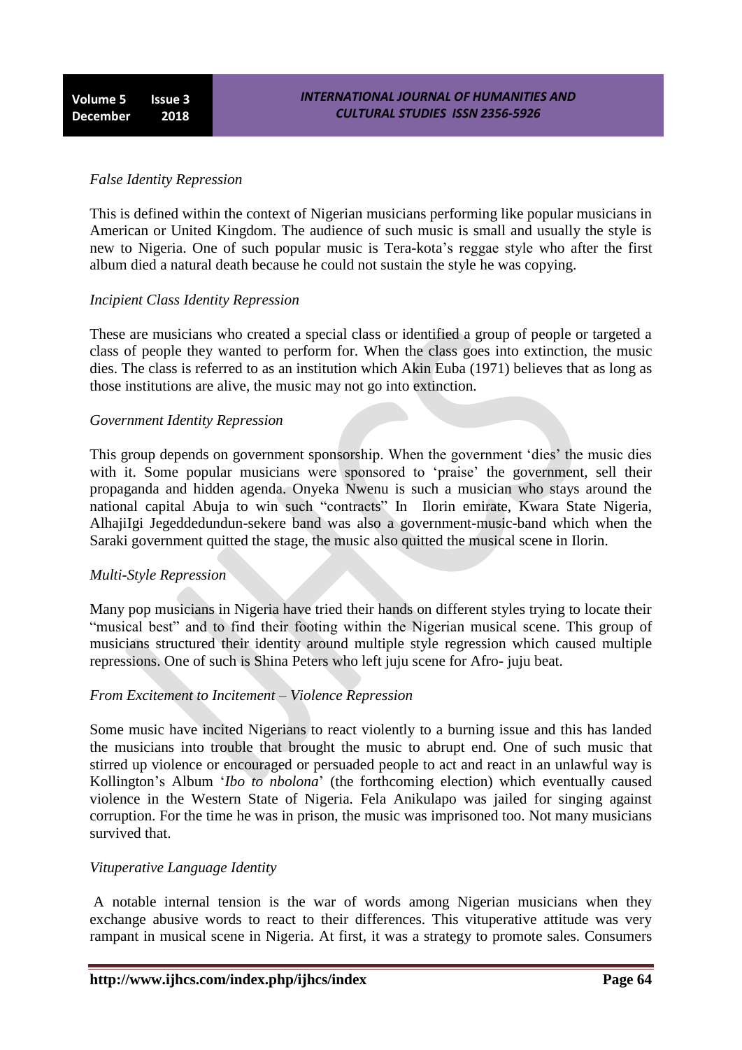*False Identity Repression*

This is defined within the context of Nigerian musicians performing like popular musicians in American or United Kingdom. The audience of such music is small and usually the style is new to Nigeria. One of such popular music is Tera-kota's reggae style who after the first album died a natural death because he could not sustain the style he was copying.

*Incipient Class Identity Repression*

These are musicians who created a special class or identified a group of people or targeted a class of people they wanted to perform for. When the class goes into extinction, the music dies. The class is referred to as an institution which Akin Euba (1971) believes that as long as those institutions are alive, the music may not go into extinction.

*Government Identity Repression*

This group depends on government sponsorship. When the government 'dies' the music dies with it. Some popular musicians were sponsored to 'praise' the government, sell their propaganda and hidden agenda. Onyeka Nwenu is such a musician who stays around the national capital Abuja to win such "contracts" In Ilorin emirate, Kwara State Nigeria, AlhajiIgi Jegeddedundun-sekere band was also a government-music-band which when the Saraki government quitted the stage, the music also quitted the musical scene in Ilorin.

*Multi-Style Repression*

Many pop musicians in Nigeria have tried their hands on different styles trying to locate their "musical best" and to find their footing within the Nigerian musical scene. This group of musicians structured their identity around multiple style regression which caused multiple repressions. One of such is Shina Peters who left juju scene for Afro- juju beat.

*From Excitement to Incitement – Violence Repression*

Some music have incited Nigerians to react violently to a burning issue and this has landed the musicians into trouble that brought the music to abrupt end. One of such music that stirred up violence or encouraged or persuaded people to act and react in an unlawful way is Kollington's Album '*Ibo to nbolona*' (the forthcoming election) which eventually caused violence in the Western State of Nigeria. Fela Anikulapo was jailed for singing against corruption. For the time he was in prison, the music was imprisoned too. Not many musicians survived that.

*Vituperative Language Identity*

A notable internal tension is the war of words among Nigerian musicians when they exchange abusive words to react to their differences. This vituperative attitude was very rampant in musical scene in Nigeria. At first, it was a strategy to promote sales. Consumers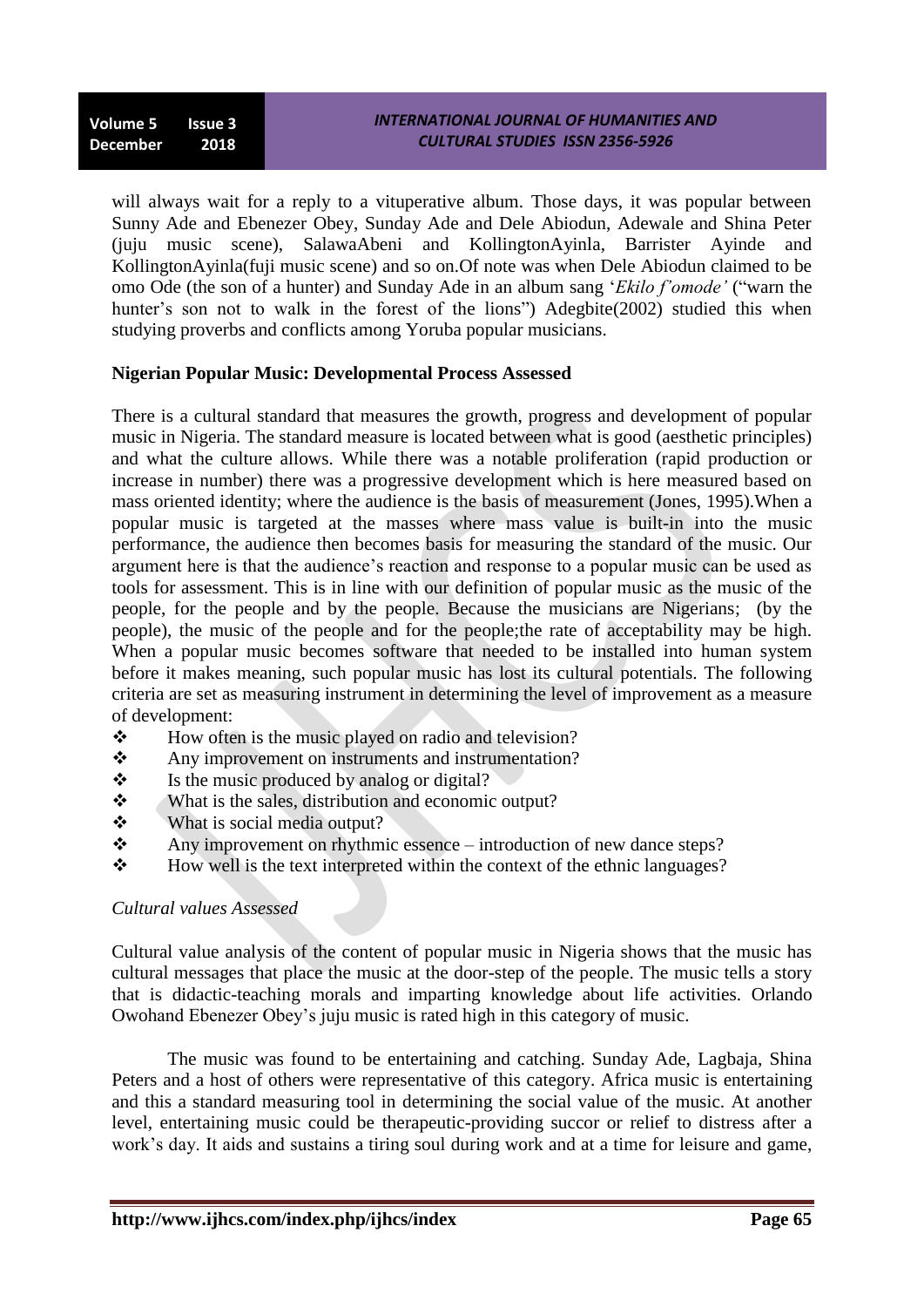will always wait for a reply to a vituperative album. Those days, it was popular between Sunny Ade and Ebenezer Obey, Sunday Ade and Dele Abiodun, Adewale and Shina Peter (juju music scene), SalawaAbeni and KollingtonAyinla, Barrister Ayinde and KollingtonAyinla(fuji music scene) and so on.Of note was when Dele Abiodun claimed to be omo Ode (the son of a hunter) and Sunday Ade in an album sang '*Ekilo f'omode'* ("warn the hunter's son not to walk in the forest of the lions") Adegbite(2002) studied this when studying proverbs and conflicts among Yoruba popular musicians.

**Nigerian Popular Music: Developmental Process Assessed**

There is a cultural standard that measures the growth, progress and development of popular music in Nigeria. The standard measure is located between what is good (aesthetic principles) and what the culture allows. While there was a notable proliferation (rapid production or increase in number) there was a progressive development which is here measured based on mass oriented identity; where the audience is the basis of measurement (Jones, 1995).When a popular music is targeted at the masses where mass value is built-in into the music performance, the audience then becomes basis for measuring the standard of the music. Our argument here is that the audience's reaction and response to a popular music can be used as tools for assessment. This is in line with our definition of popular music as the music of the people, for the people and by the people. Because the musicians are Nigerians; (by the people), the music of the people and for the people;the rate of acceptability may be high. When a popular music becomes software that needed to be installed into human system before it makes meaning, such popular music has lost its cultural potentials. The following criteria are set as measuring instrument in determining the level of improvement as a measure of development:

- How often is the music played on radio and television?
- Any improvement on instruments and instrumentation?
- Is the music produced by analog or digital?
- What is the sales, distribution and economic output?
- What is social media output?
- Any improvement on rhythmic essence – introduction of new dance steps?
- How well is the text interpreted within the context of the ethnic languages?

*Cultural values Assessed*

Cultural value analysis of the content of popular music in Nigeria shows that the music has cultural messages that place the music at the door-step of the people. The music tells a story that is didactic-teaching morals and imparting knowledge about life activities. Orlando Owohand Ebenezer Obey's juju music is rated high in this category of music.

The music was found to be entertaining and catching. Sunday Ade, Lagbaja, Shina Peters and a host of others were representative of this category. Africa music is entertaining and this a standard measuring tool in determining the social value of the music. At another level, entertaining music could be therapeutic-providing succor or relief to distress after a work's day. It aids and sustains a tiring soul during work and at a time for leisure and game,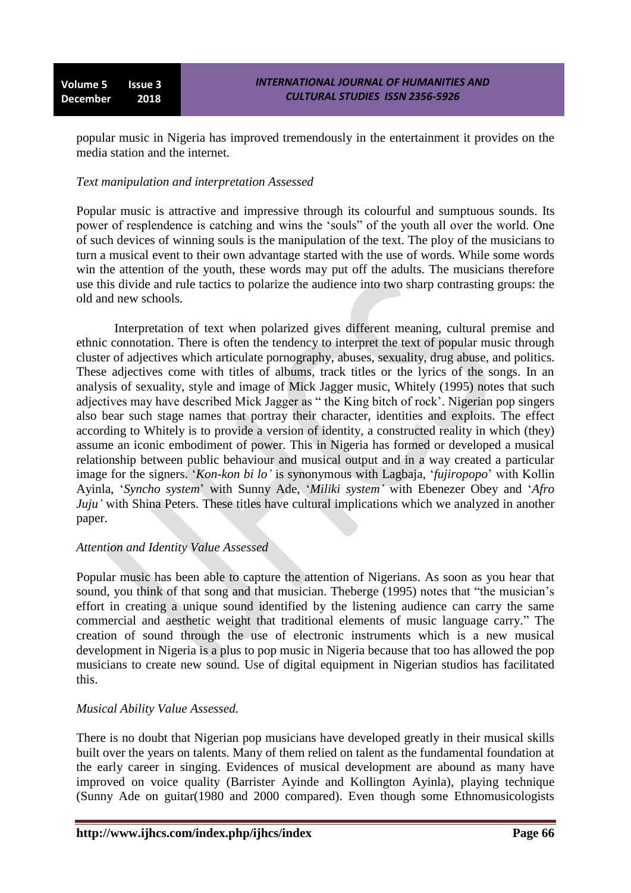popular music in Nigeria has improved tremendously in the entertainment it provides on the media station and the internet.

*Text manipulation and interpretation Assessed*

Popular music is attractive and impressive through its colourful and sumptuous sounds. Its power of resplendence is catching and wins the 'souls" of the youth all over the world. One of such devices of winning souls is the manipulation of the text. The ploy of the musicians to turn a musical event to their own advantage started with the use of words. While some words win the attention of the youth, these words may put off the adults. The musicians therefore use this divide and rule tactics to polarize the audience into two sharp contrasting groups: the old and new schools.

Interpretation of text when polarized gives different meaning, cultural premise and ethnic connotation. There is often the tendency to interpret the text of popular music through cluster of adjectives which articulate pornography, abuses, sexuality, drug abuse, and politics. These adjectives come with titles of albums, track titles or the lyrics of the songs. In an analysis of sexuality, style and image of Mick Jagger music, Whitely (1995) notes that such adjectives may have described Mick Jagger as " the King bitch of rock'. Nigerian pop singers also bear such stage names that portray their character, identities and exploits. The effect according to Whitely is to provide a version of identity, a constructed reality in which (they) assume an iconic embodiment of power. This in Nigeria has formed or developed a musical relationship between public behaviour and musical output and in a way created a particular image for the signers. '*Kon-kon bi lo'* is synonymous with Lagbaja, '*fujiropopo*' with Kollin Ayinla, '*Syncho system*' with Sunny Ade, '*Miliki system'* with Ebenezer Obey and '*Afro Juju'* with Shina Peters. These titles have cultural implications which we analyzed in another paper.

*Attention and Identity Value Assessed*

Popular music has been able to capture the attention of Nigerians. As soon as you hear that sound, you think of that song and that musician. Theberge (1995) notes that "the musician's effort in creating a unique sound identified by the listening audience can carry the same commercial and aesthetic weight that traditional elements of music language carry." The creation of sound through the use of electronic instruments which is a new musical development in Nigeria is a plus to pop music in Nigeria because that too has allowed the pop musicians to create new sound. Use of digital equipment in Nigerian studios has facilitated this.

*Musical Ability Value Assessed.*

There is no doubt that Nigerian pop musicians have developed greatly in their musical skills built over the years on talents. Many of them relied on talent as the fundamental foundation at the early career in singing. Evidences of musical development are abound as many have improved on voice quality (Barrister Ayinde and Kollington Ayinla), playing technique (Sunny Ade on guitar(1980 and 2000 compared). Even though some Ethnomusicologists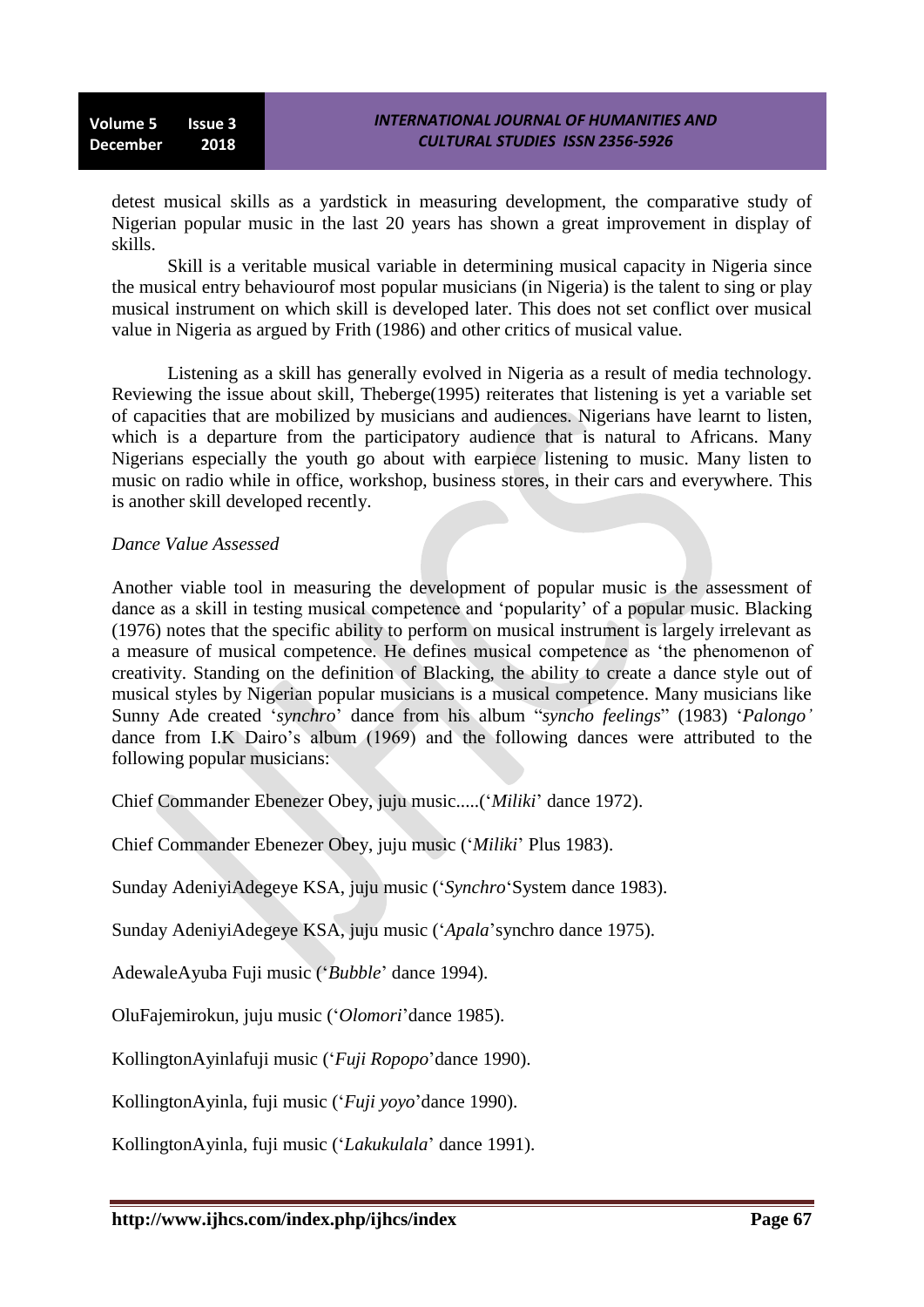detest musical skills as a yardstick in measuring development, the comparative study of Nigerian popular music in the last 20 years has shown a great improvement in display of skills.

Skill is a veritable musical variable in determining musical capacity in Nigeria since the musical entry behaviourof most popular musicians (in Nigeria) is the talent to sing or play musical instrument on which skill is developed later. This does not set conflict over musical value in Nigeria as argued by Frith (1986) and other critics of musical value.

Listening as a skill has generally evolved in Nigeria as a result of media technology. Reviewing the issue about skill, Theberge(1995) reiterates that listening is yet a variable set of capacities that are mobilized by musicians and audiences. Nigerians have learnt to listen, which is a departure from the participatory audience that is natural to Africans. Many Nigerians especially the youth go about with earpiece listening to music. Many listen to music on radio while in office, workshop, business stores, in their cars and everywhere. This is another skill developed recently.

*Dance Value Assessed*

Another viable tool in measuring the development of popular music is the assessment of dance as a skill in testing musical competence and 'popularity' of a popular music. Blacking (1976) notes that the specific ability to perform on musical instrument is largely irrelevant as a measure of musical competence. He defines musical competence as 'the phenomenon of creativity. Standing on the definition of Blacking, the ability to create a dance style out of musical styles by Nigerian popular musicians is a musical competence. Many musicians like Sunny Ade created '*synchro*' dance from his album "*syncho feelings*" (1983) '*Palongo'* dance from I.K Dairo's album (1969) and the following dances were attributed to the following popular musicians:

Chief Commander Ebenezer Obey, juju music.....('*Miliki*' dance 1972).

Chief Commander Ebenezer Obey, juju music ('*Miliki*' Plus 1983).

Sunday AdeniyiAdegeye KSA, juju music ('*Synchro*'System dance 1983).

Sunday AdeniyiAdegeye KSA, juju music ('*Apala*'synchro dance 1975).

AdewaleAyuba Fuji music ('*Bubble*' dance 1994).

OluFajemirokun, juju music ('*Olomori*'dance 1985).

KollingtonAyinlafuji music ('*Fuji Ropopo*'dance 1990).

KollingtonAyinla, fuji music ('*Fuji yoyo*'dance 1990).

KollingtonAyinla, fuji music ('*Lakukulala*' dance 1991).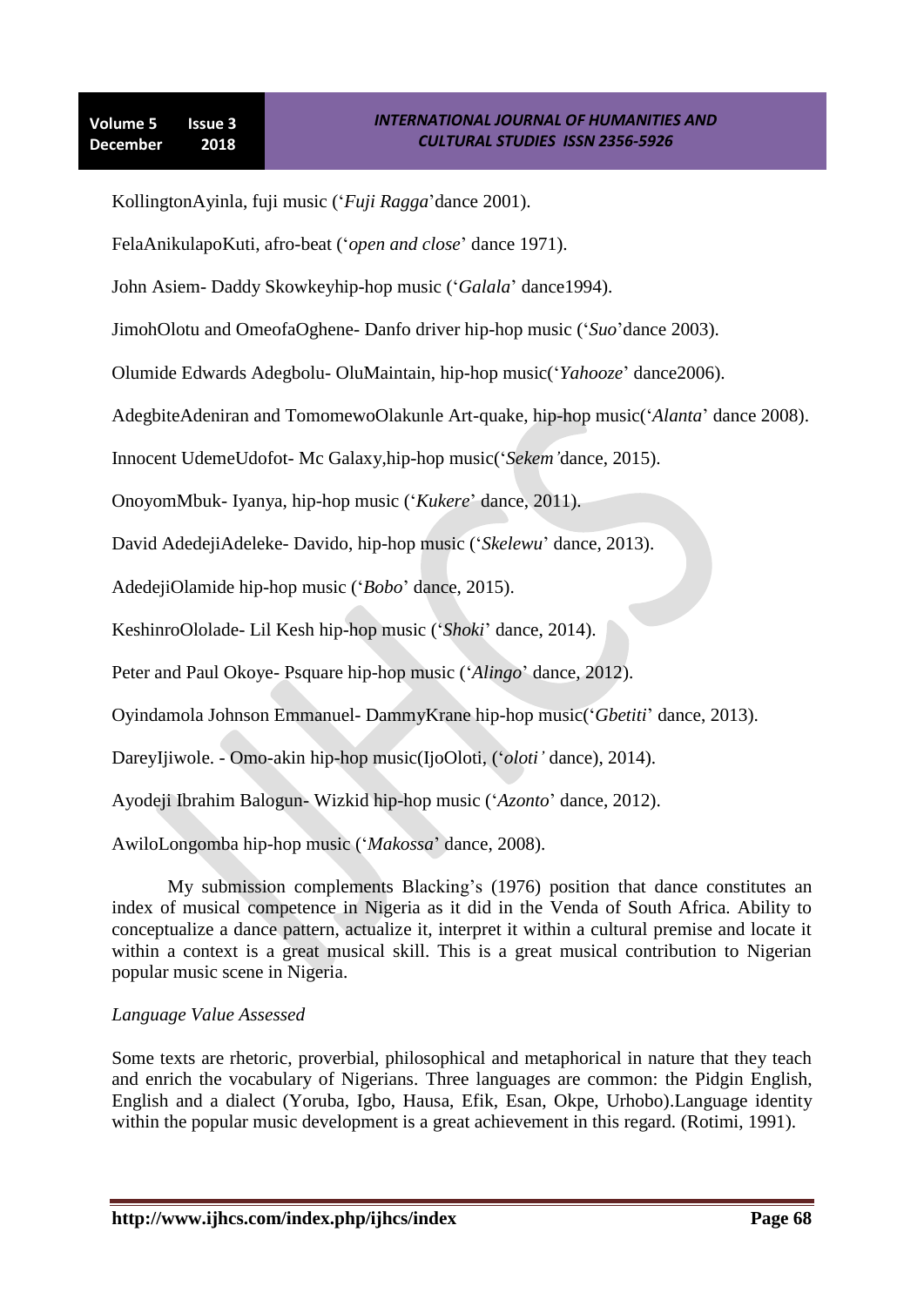KollingtonAyinla, fuji music ('*Fuji Ragga*'dance 2001).

FelaAnikulapoKuti, afro-beat ('*open and close*' dance 1971).

John Asiem- Daddy Skowkeyhip-hop music ('*Galala*' dance1994).

JimohOlotu and OmeofaOghene- Danfo driver hip-hop music ('*Suo*'dance 2003).

Olumide Edwards Adegbolu- OluMaintain, hip-hop music('*Yahooze*' dance2006).

AdegbiteAdeniran and TomomewoOlakunle Art-quake, hip-hop music('*Alanta*' dance 2008).

Innocent UdemeUdofot- Mc Galaxy,hip-hop music('*Sekem'*dance, 2015).

OnoyomMbuk- Iyanya, hip-hop music ('*Kukere*' dance, 2011).

David AdedejiAdeleke- Davido, hip-hop music ('*Skelewu*' dance, 2013).

AdedejiOlamide hip-hop music ('*Bobo*' dance, 2015).

KeshinroOlolade- Lil Kesh hip-hop music ('*Shoki*' dance, 2014).

Peter and Paul Okoye- Psquare hip-hop music ('*Alingo*' dance, 2012).

Oyindamola Johnson Emmanuel- DammyKrane hip-hop music('*Gbetiti*' dance, 2013).

DareyIjiwole. - Omo-akin hip-hop music(IjoOloti, ('*oloti'* dance), 2014).

Ayodeji Ibrahim Balogun- Wizkid hip-hop music ('*Azonto*' dance, 2012).

AwiloLongomba hip-hop music ('*Makossa*' dance, 2008).

My submission complements Blacking's (1976) position that dance constitutes an index of musical competence in Nigeria as it did in the Venda of South Africa. Ability to conceptualize a dance pattern, actualize it, interpret it within a cultural premise and locate it within a context is a great musical skill. This is a great musical contribution to Nigerian popular music scene in Nigeria.

*Language Value Assessed*

Some texts are rhetoric, proverbial, philosophical and metaphorical in nature that they teach and enrich the vocabulary of Nigerians. Three languages are common: the Pidgin English, English and a dialect (Yoruba, Igbo, Hausa, Efik, Esan, Okpe, Urhobo).Language identity within the popular music development is a great achievement in this regard. (Rotimi, 1991).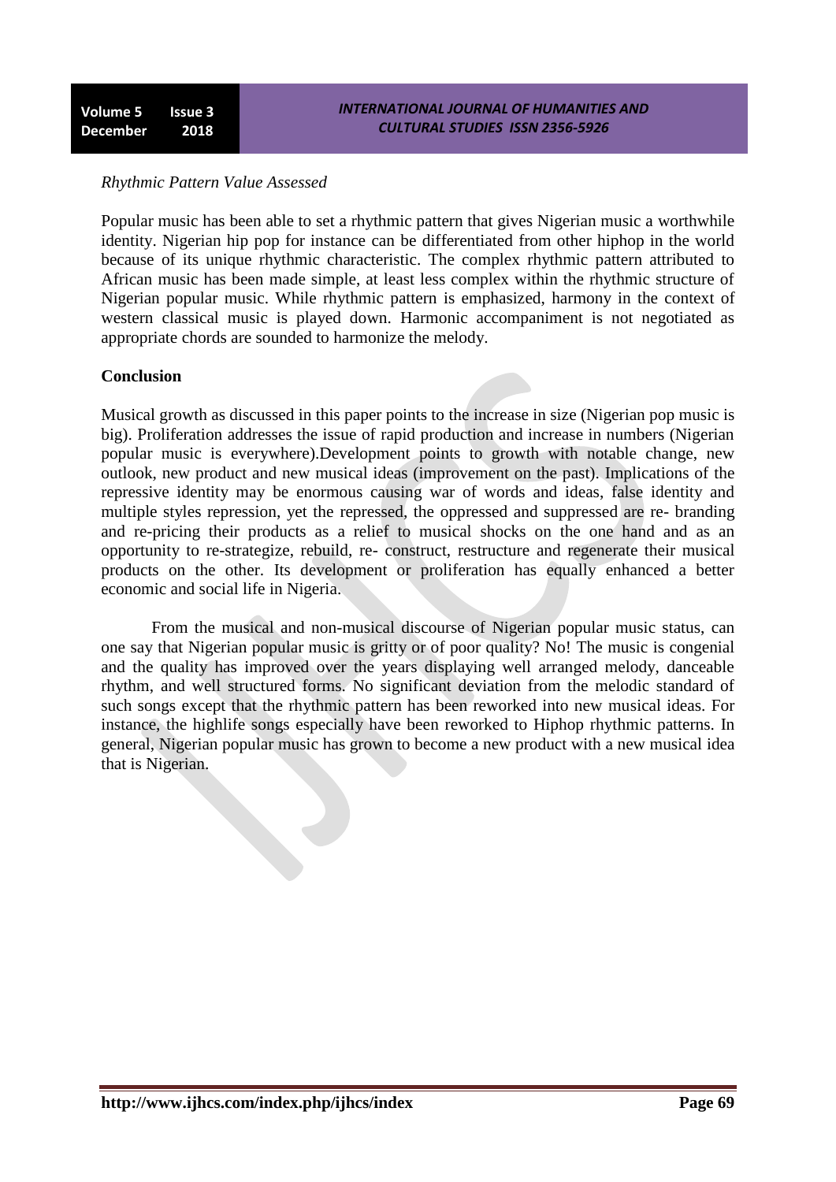*Rhythmic Pattern Value Assessed*

Popular music has been able to set a rhythmic pattern that gives Nigerian music a worthwhile identity. Nigerian hip pop for instance can be differentiated from other hiphop in the world because of its unique rhythmic characteristic. The complex rhythmic pattern attributed to African music has been made simple, at least less complex within the rhythmic structure of Nigerian popular music. While rhythmic pattern is emphasized, harmony in the context of western classical music is played down. Harmonic accompaniment is not negotiated as appropriate chords are sounded to harmonize the melody.

**Conclusion**

Musical growth as discussed in this paper points to the increase in size (Nigerian pop music is big). Proliferation addresses the issue of rapid production and increase in numbers (Nigerian popular music is everywhere).Development points to growth with notable change, new outlook, new product and new musical ideas (improvement on the past). Implications of the repressive identity may be enormous causing war of words and ideas, false identity and multiple styles repression, yet the repressed, the oppressed and suppressed are re- branding and re-pricing their products as a relief to musical shocks on the one hand and as an opportunity to re-strategize, rebuild, re- construct, restructure and regenerate their musical products on the other. Its development or proliferation has equally enhanced a better economic and social life in Nigeria.

From the musical and non-musical discourse of Nigerian popular music status, can one say that Nigerian popular music is gritty or of poor quality? No! The music is congenial and the quality has improved over the years displaying well arranged melody, danceable rhythm, and well structured forms. No significant deviation from the melodic standard of such songs except that the rhythmic pattern has been reworked into new musical ideas. For instance, the highlife songs especially have been reworked to Hiphop rhythmic patterns. In general, Nigerian popular music has grown to become a new product with a new musical idea that is Nigerian.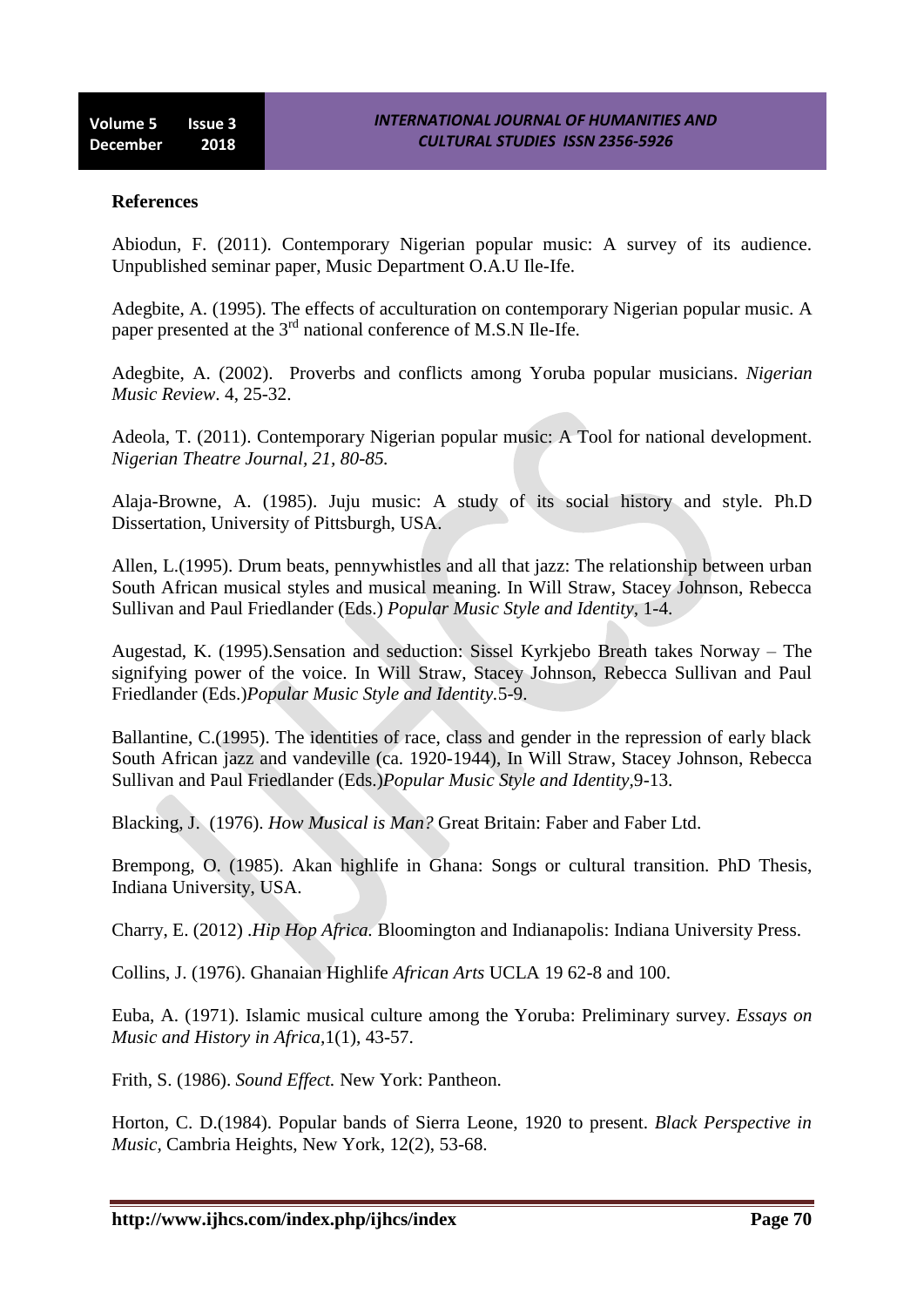**References**

Abiodun, F. (2011). Contemporary Nigerian popular music: A survey of its audience. Unpublished seminar paper, Music Department O.A.U Ile-Ife.

Adegbite, A. (1995). The effects of acculturation on contemporary Nigerian popular music. A paper presented at the 3rd national conference of M.S.N Ile-Ife.

Adegbite, A. (2002). Proverbs and conflicts among Yoruba popular musicians. *Nigerian Music Review*. 4, 25-32.

Adeola, T. (2011). Contemporary Nigerian popular music: A Tool for national development. *Nigerian Theatre Journal, 21, 80-85.*

Alaja-Browne, A. (1985). Juju music: A study of its social history and style. Ph.D Dissertation, University of Pittsburgh, USA.

Allen, L.(1995). Drum beats, pennywhistles and all that jazz: The relationship between urban South African musical styles and musical meaning. In Will Straw, Stacey Johnson, Rebecca Sullivan and Paul Friedlander (Eds.) *Popular Music Style and Identity*, 1-4.

Augestad, K. (1995).Sensation and seduction: Sissel Kyrkjebo Breath takes Norway – The signifying power of the voice. In Will Straw, Stacey Johnson, Rebecca Sullivan and Paul Friedlander (Eds.)*Popular Music Style and Identity*.5-9.

Ballantine, C.(1995). The identities of race, class and gender in the repression of early black South African jazz and vandeville (ca. 1920-1944), In Will Straw, Stacey Johnson, Rebecca Sullivan and Paul Friedlander (Eds.)*Popular Music Style and Identity*,9-13.

Blacking, J. (1976). *How Musical is Man?* Great Britain: Faber and Faber Ltd.

Brempong, O. (1985). Akan highlife in Ghana: Songs or cultural transition. PhD Thesis, Indiana University, USA.

Charry, E. (2012) .*Hip Hop Africa.* Bloomington and Indianapolis: Indiana University Press.

Collins, J. (1976). Ghanaian Highlife *African Arts* UCLA 19 62-8 and 100.

Euba, A. (1971). Islamic musical culture among the Yoruba: Preliminary survey. *Essays on Music and History in Africa*,1(1), 43-57.

Frith, S. (1986). *Sound Effect.* New York: Pantheon.

Horton, C. D.(1984). Popular bands of Sierra Leone, 1920 to present. *Black Perspective in Music*, Cambria Heights, New York, 12(2), 53-68.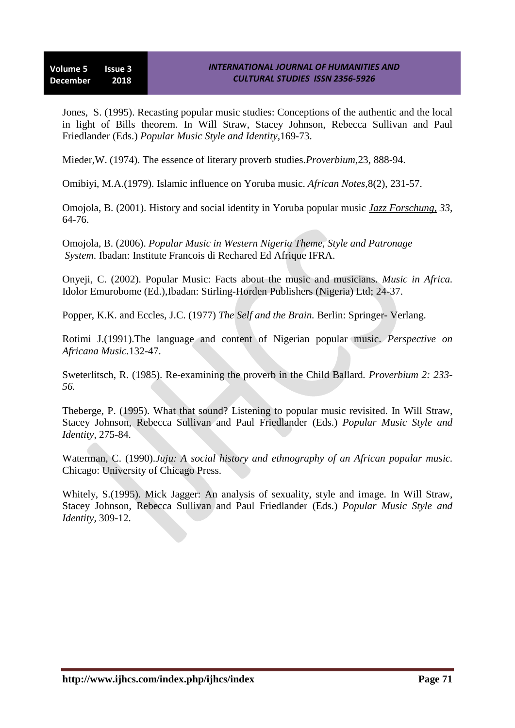Jones, S. (1995). Recasting popular music studies: Conceptions of the authentic and the local in light of Bills theorem. In Will Straw, Stacey Johnson, Rebecca Sullivan and Paul Friedlander (Eds.) *Popular Music Style and Identity*,169-73.

Mieder,W. (1974). The essence of literary proverb studies.*Proverbium*,23, 888-94.

Omibiyi, M.A.(1979). Islamic influence on Yoruba music. *African Notes*,8(2), 231-57.

Omojola, B. (2001). History and social identity in Yoruba popular music *Jazz Forschung, 33*, 64-76.

Omojola, B. (2006). *Popular Music in Western Nigeria Theme, Style and Patronage System.* Ibadan: Institute Francois di Rechared Ed Afrique IFRA.

Onyeji, C. (2002). Popular Music: Facts about the music and musicians. *Music in Africa.* Idolor Emurobome (Ed.),Ibadan: Stirling-Horden Publishers (Nigeria) Ltd; 24-37.

Popper, K.K. and Eccles, J.C. (1977) *The Self and the Brain.* Berlin: Springer- Verlang.

Rotimi J.(1991).The language and content of Nigerian popular music. *Perspective on Africana Music.*132-47.

Sweterlitsch, R. (1985). Re-examining the proverb in the Child Ballard. *Proverbium 2: 233-56.*

Theberge, P. (1995). What that sound? Listening to popular music revisited. In Will Straw, Stacey Johnson, Rebecca Sullivan and Paul Friedlander (Eds.) *Popular Music Style and Identity*, 275-84.

Waterman, C. (1990).*Juju: A social history and ethnography of an African popular music.* Chicago: University of Chicago Press.

Whitely, S.(1995). Mick Jagger: An analysis of sexuality, style and image. In Will Straw, Stacey Johnson, Rebecca Sullivan and Paul Friedlander (Eds.) *Popular Music Style and Identity*, 309-12.